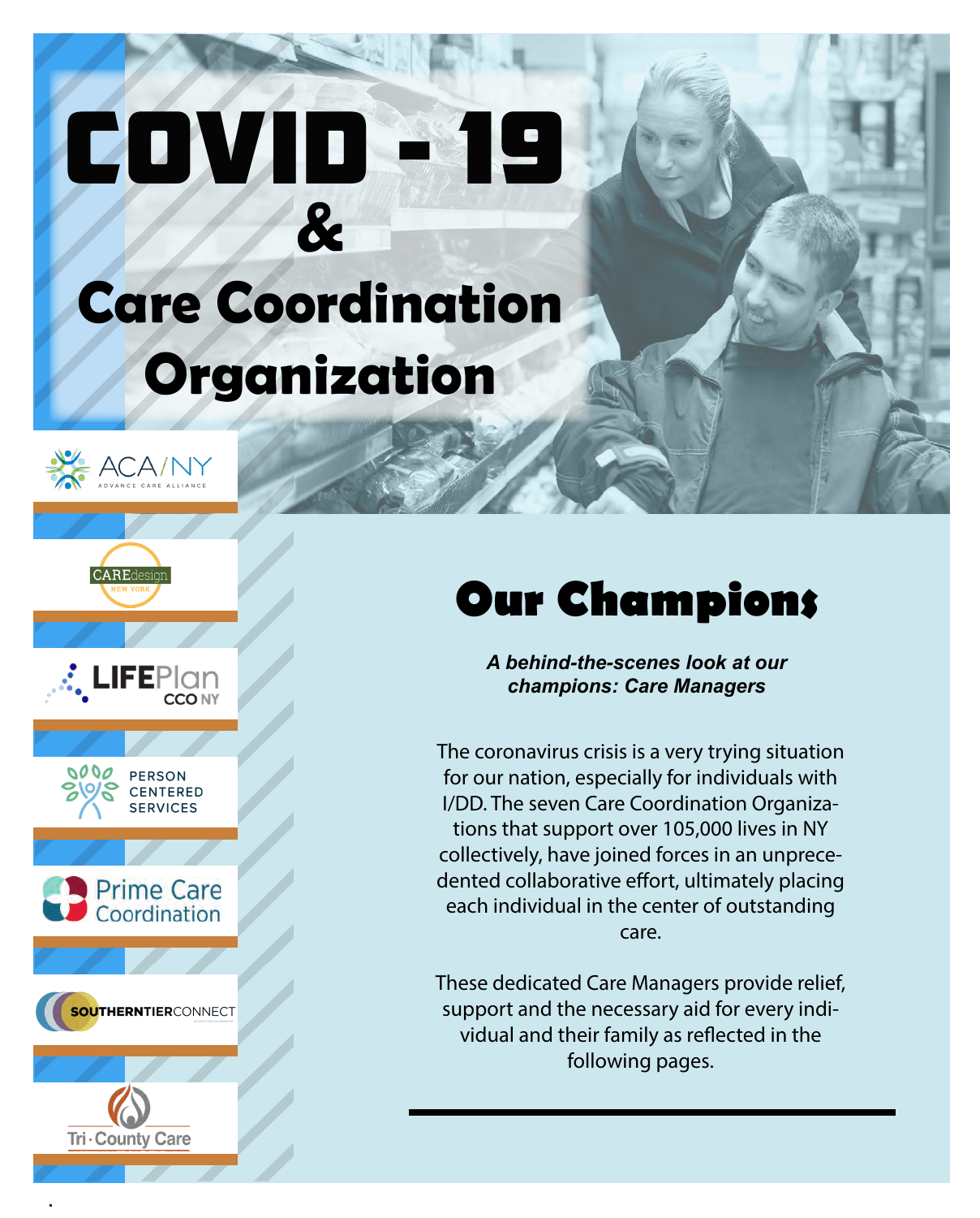# COVID - 19 & Care Coordination Organization

ACA/NY ADVANCE CARE ALLIANCE

CAREdesign NEW YORK

LIFEPlan CCO NY

PERSON CENTERED SERVICES

Prime Care Coordination

SOUTHERNTIERCONNECT

Tri-County Care

## Our Champions

***A behind-the-scenes look at our champions: Care Managers***

The coronavirus crisis is a very trying situation for our nation, especially for individuals with I/DD. The seven Care Coordination Organizations that support over 105,000 lives in NY collectively, have joined forces in an unprecedented collaborative effort, ultimately placing each individual in the center of outstanding care.

These dedicated Care Managers provide relief, support and the necessary aid for every individual and their family as reflected in the following pages.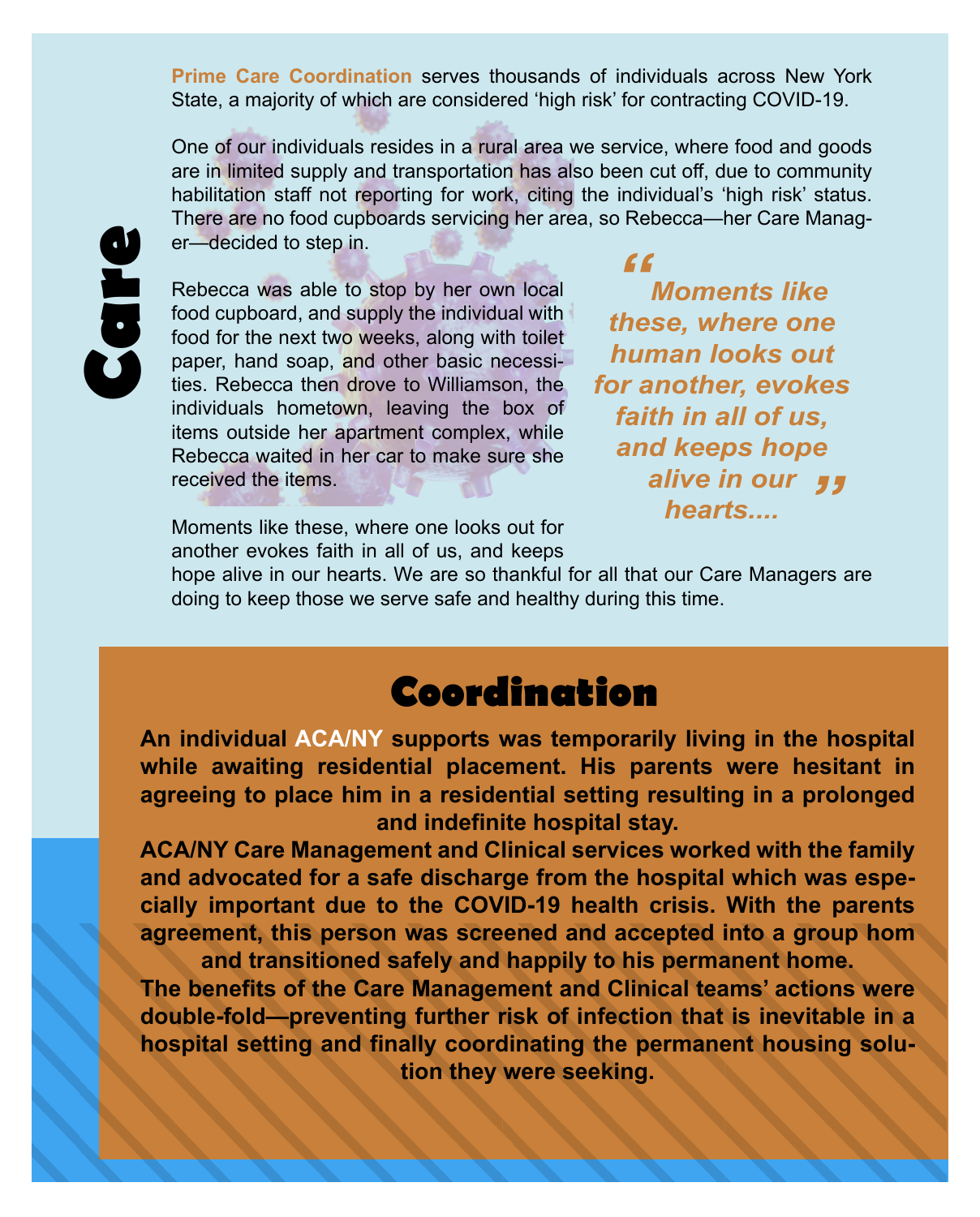# Care

**Prime Care Coordination** serves thousands of individuals across New York State, a majority of which are considered 'high risk' for contracting COVID-19.

One of our individuals resides in a rural area we service, where food and goods are in limited supply and transportation has also been cut off, due to community habilitation staff not reporting for work, citing the individual's 'high risk' status. There are no food cupboards servicing her area, so Rebecca—her Care Manager—decided to step in.

Rebecca was able to stop by her own local food cupboard, and supply the individual with food for the next two weeks, along with toilet paper, hand soap, and other basic necessities. Rebecca then drove to Williamson, the individuals hometown, leaving the box of items outside her apartment complex, while Rebecca waited in her car to make sure she received the items.

> ***"Moments like these, where one human looks out for another, evokes faith in all of us, and keeps hope alive in our hearts...."***

Moments like these, where one looks out for another evokes faith in all of us, and keeps hope alive in our hearts. We are so thankful for all that our Care Managers are doing to keep those we serve safe and healthy during this time.

# Coordination

**An individual ACA/NY supports was temporarily living in the hospital while awaiting residential placement. His parents were hesitant in agreeing to place him in a residential setting resulting in a prolonged and indefinite hospital stay.**

**ACA/NY Care Management and Clinical services worked with the family and advocated for a safe discharge from the hospital which was especially important due to the COVID-19 health crisis. With the parents agreement, this person was screened and accepted into a group hom and transitioned safely and happily to his permanent home.**

**The benefits of the Care Management and Clinical teams' actions were double-fold—preventing further risk of infection that is inevitable in a hospital setting and finally coordinating the permanent housing solution they were seeking.**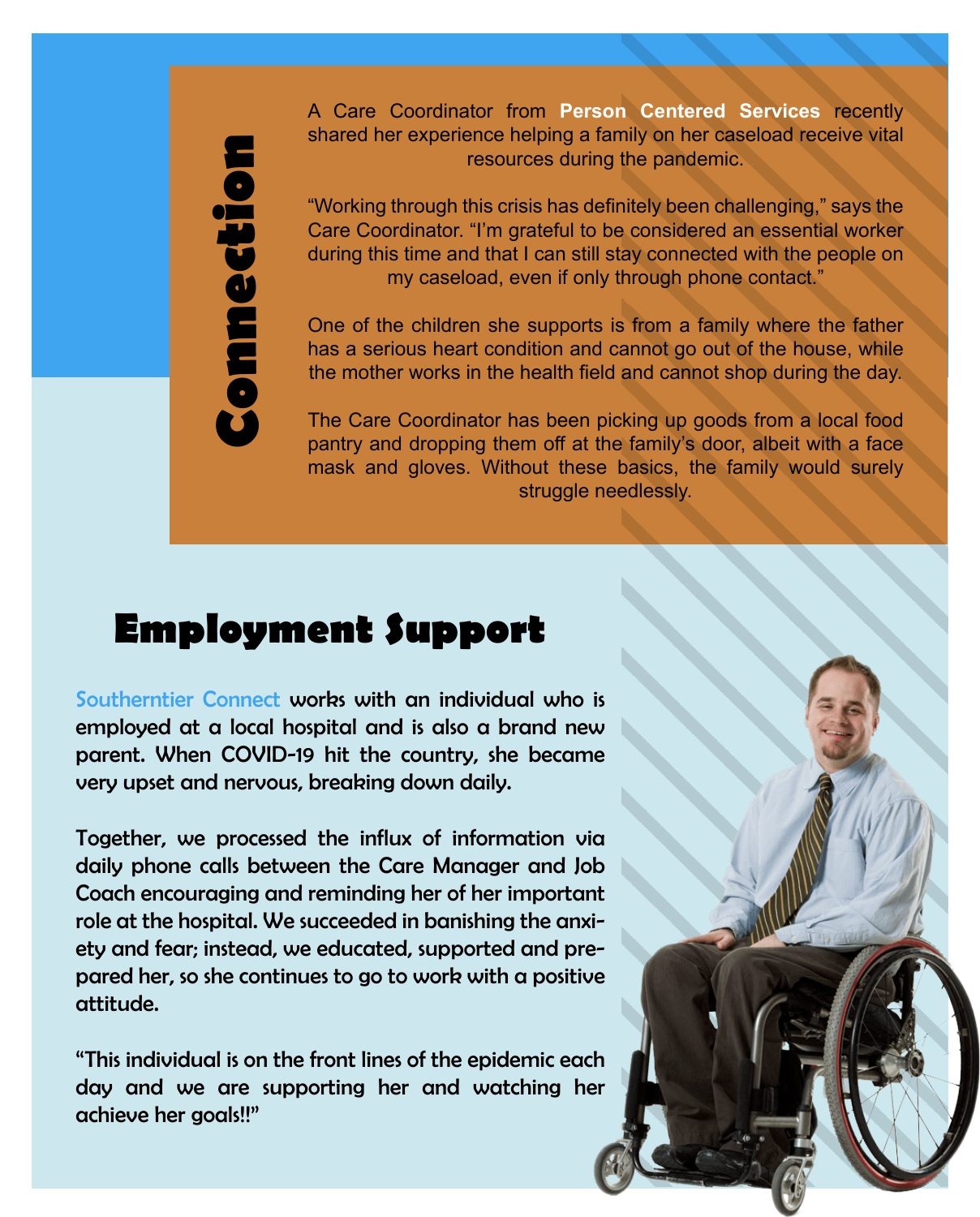## Connection

A Care Coordinator from **Person Centered Services** recently shared her experience helping a family on her caseload receive vital resources during the pandemic.

"Working through this crisis has definitely been challenging," says the Care Coordinator. "I'm grateful to be considered an essential worker during this time and that I can still stay connected with the people on my caseload, even if only through phone contact."

One of the children she supports is from a family where the father has a serious heart condition and cannot go out of the house, while the mother works in the health field and cannot shop during the day.

The Care Coordinator has been picking up goods from a local food pantry and dropping them off at the family's door, albeit with a face mask and gloves. Without these basics, the family would surely struggle needlessly.

## Employment Support

Southerntier Connect works with an individual who is employed at a local hospital and is also a brand new parent. When COVID-19 hit the country, she became very upset and nervous, breaking down daily.

Together, we processed the influx of information via daily phone calls between the Care Manager and Job Coach encouraging and reminding her of her important role at the hospital. We succeeded in banishing the anxiety and fear; instead, we educated, supported and prepared her, so she continues to go to work with a positive attitude.

"This individual is on the front lines of the epidemic each day and we are supporting her and watching her achieve her goals!!"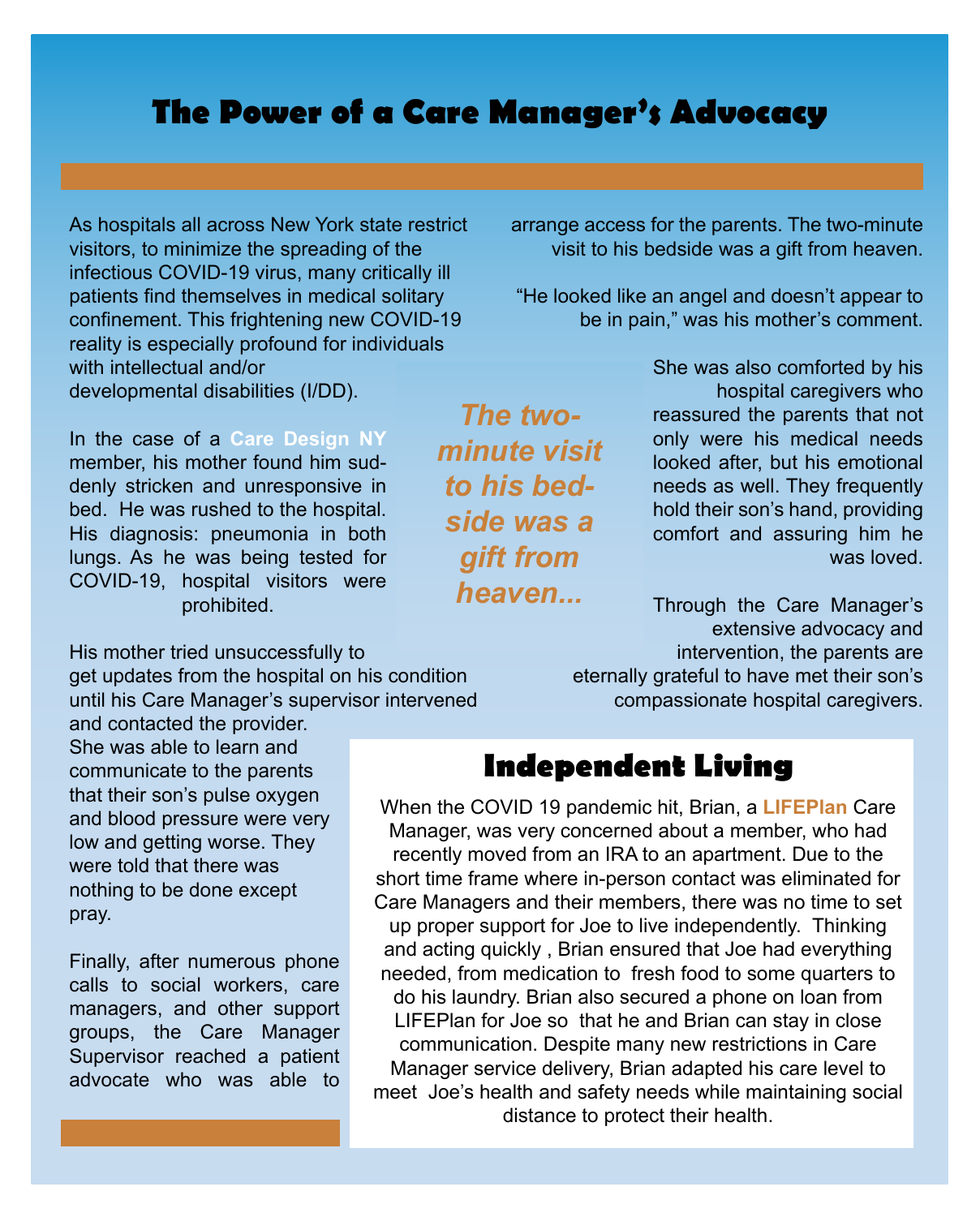# The Power of a Care Manager's Advocacy

As hospitals all across New York state restrict visitors, to minimize the spreading of the infectious COVID-19 virus, many critically ill patients find themselves in medical solitary confinement. This frightening new COVID-19 reality is especially profound for individuals with intellectual and/or developmental disabilities (I/DD).

In the case of a **Care Design NY** member, his mother found him suddenly stricken and unresponsive in bed. He was rushed to the hospital. His diagnosis: pneumonia in both lungs. As he was being tested for COVID-19, hospital visitors were prohibited.

His mother tried unsuccessfully to get updates from the hospital on his condition until his Care Manager's supervisor intervened and contacted the provider. She was able to learn and communicate to the parents that their son's pulse oxygen and blood pressure were very low and getting worse. They were told that there was nothing to be done except pray.

Finally, after numerous phone calls to social workers, care managers, and other support groups, the Care Manager Supervisor reached a patient advocate who was able to arrange access for the parents. The two-minute visit to his bedside was a gift from heaven.

*The two-minute visit to his bedside was a gift from heaven...*

"He looked like an angel and doesn't appear to be in pain," was his mother's comment.

She was also comforted by his hospital caregivers who reassured the parents that not only were his medical needs looked after, but his emotional needs as well. They frequently hold their son's hand, providing comfort and assuring him he was loved.

Through the Care Manager's extensive advocacy and intervention, the parents are eternally grateful to have met their son's compassionate hospital caregivers.

## Independent Living

When the COVID 19 pandemic hit, Brian, a **LIFEPlan** Care Manager, was very concerned about a member, who had recently moved from an IRA to an apartment. Due to the short time frame where in-person contact was eliminated for Care Managers and their members, there was no time to set up proper support for Joe to live independently. Thinking and acting quickly , Brian ensured that Joe had everything needed, from medication to fresh food to some quarters to do his laundry. Brian also secured a phone on loan from LIFEPlan for Joe so that he and Brian can stay in close communication. Despite many new restrictions in Care Manager service delivery, Brian adapted his care level to meet Joe's health and safety needs while maintaining social distance to protect their health.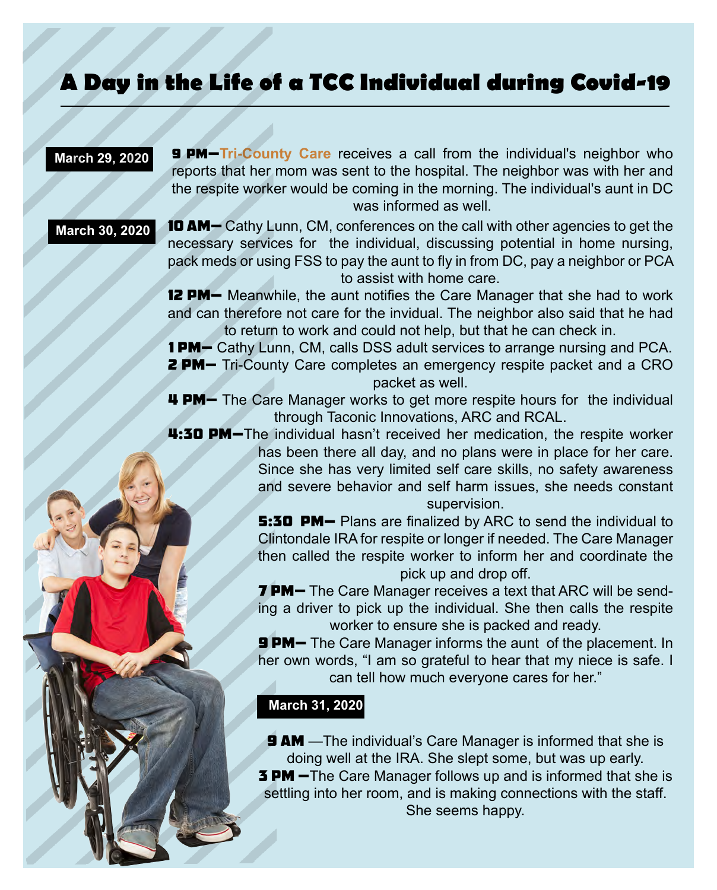# A Day in the Life of a TCC Individual during Covid-19

**March 29, 2020**

**9 PM—** **Tri-County Care** receives a call from the individual's neighbor who reports that her mom was sent to the hospital. The neighbor was with her and the respite worker would be coming in the morning. The individual's aunt in DC was informed as well.

**March 30, 2020**

**10 AM—** Cathy Lunn, CM, conferences on the call with other agencies to get the necessary services for the individual, discussing potential in home nursing, pack meds or using FSS to pay the aunt to fly in from DC, pay a neighbor or PCA to assist with home care.

**12 PM—** Meanwhile, the aunt notifies the Care Manager that she had to work and can therefore not care for the invidual. The neighbor also said that he had to return to work and could not help, but that he can check in.

**1 PM—** Cathy Lunn, CM, calls DSS adult services to arrange nursing and PCA.

**2 PM—** Tri-County Care completes an emergency respite packet and a CRO packet as well.

**4 PM—** The Care Manager works to get more respite hours for the individual through Taconic Innovations, ARC and RCAL.

**4:30 PM—**The individual hasn't received her medication, the respite worker has been there all day, and no plans were in place for her care. Since she has very limited self care skills, no safety awareness and severe behavior and self harm issues, she needs constant supervision.

**5:30 PM—** Plans are finalized by ARC to send the individual to Clintondale IRA for respite or longer if needed. The Care Manager then called the respite worker to inform her and coordinate the pick up and drop off.

**7 PM—** The Care Manager receives a text that ARC will be sending a driver to pick up the individual. She then calls the respite worker to ensure she is packed and ready.

**9 PM—** The Care Manager informs the aunt of the placement. In her own words, "I am so grateful to hear that my niece is safe. I can tell how much everyone cares for her."

**March 31, 2020**

**9 AM** —The individual's Care Manager is informed that she is doing well at the IRA. She slept some, but was up early.

**3 PM —**The Care Manager follows up and is informed that she is settling into her room, and is making connections with the staff. She seems happy.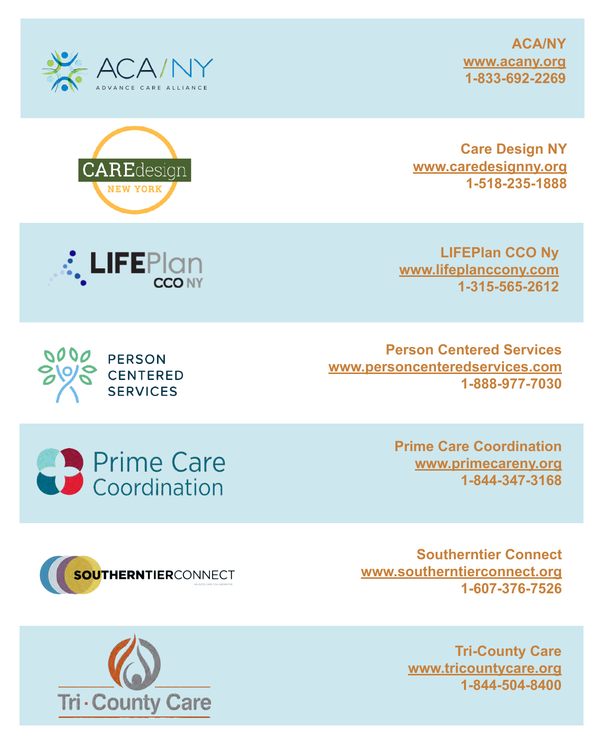**ACA/NY**
**www.acany.org**
**1-833-692-2269**

**Care Design NY**
**www.caredesignny.org**
**1-518-235-1888**

**LIFEPlan CCO Ny**
**www.lifeplanccony.com**
**1-315-565-2612**

**Person Centered Services**
**www.personcenteredservices.com**
**1-888-977-7030**

**Prime Care Coordination**
**www.primecareny.org**
**1-844-347-3168**

**Southerntier Connect**
**www.southerntierconnect.org**
**1-607-376-7526**

**Tri-County Care**
**www.tricountycare.org**
**1-844-504-8400**